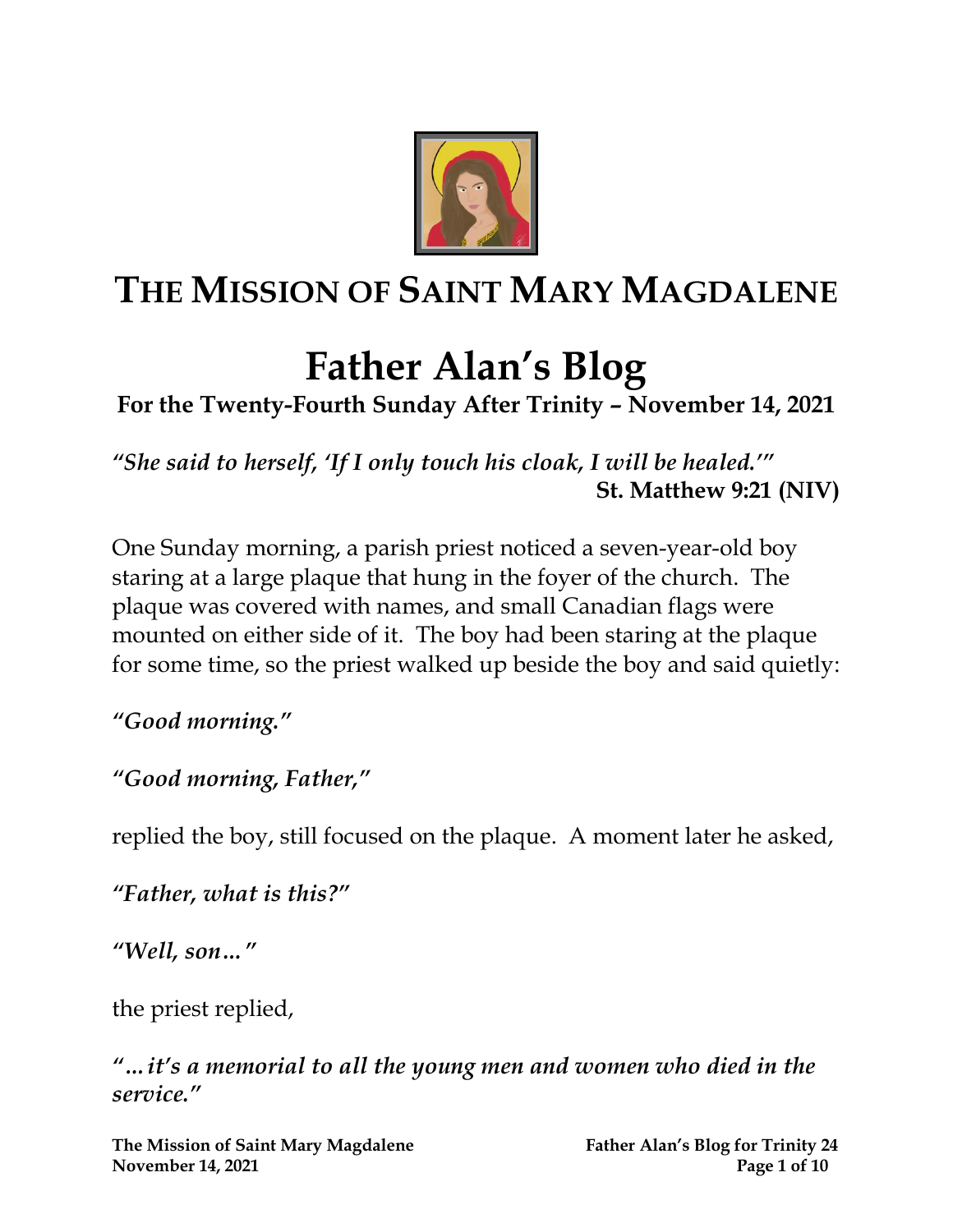# THE MISSION OF SAINT MARY MAGDALENE

# Father Alan's Blog

### For the Twenty-Fourth Sunday After Trinity – November 14, 2021

***"She said to herself, 'If I only touch his cloak, I will be healed.'"***
**St. Matthew 9:21 (NIV)**

One Sunday morning, a parish priest noticed a seven-year-old boy staring at a large plaque that hung in the foyer of the church. The plaque was covered with names, and small Canadian flags were mounted on either side of it. The boy had been staring at the plaque for some time, so the priest walked up beside the boy and said quietly:

***"Good morning."***

***"Good morning, Father,"***

replied the boy, still focused on the plaque. A moment later he asked,

***"Father, what is this?"***

***"Well, son…"***

the priest replied,

***"…it's a memorial to all the young men and women who died in the service."***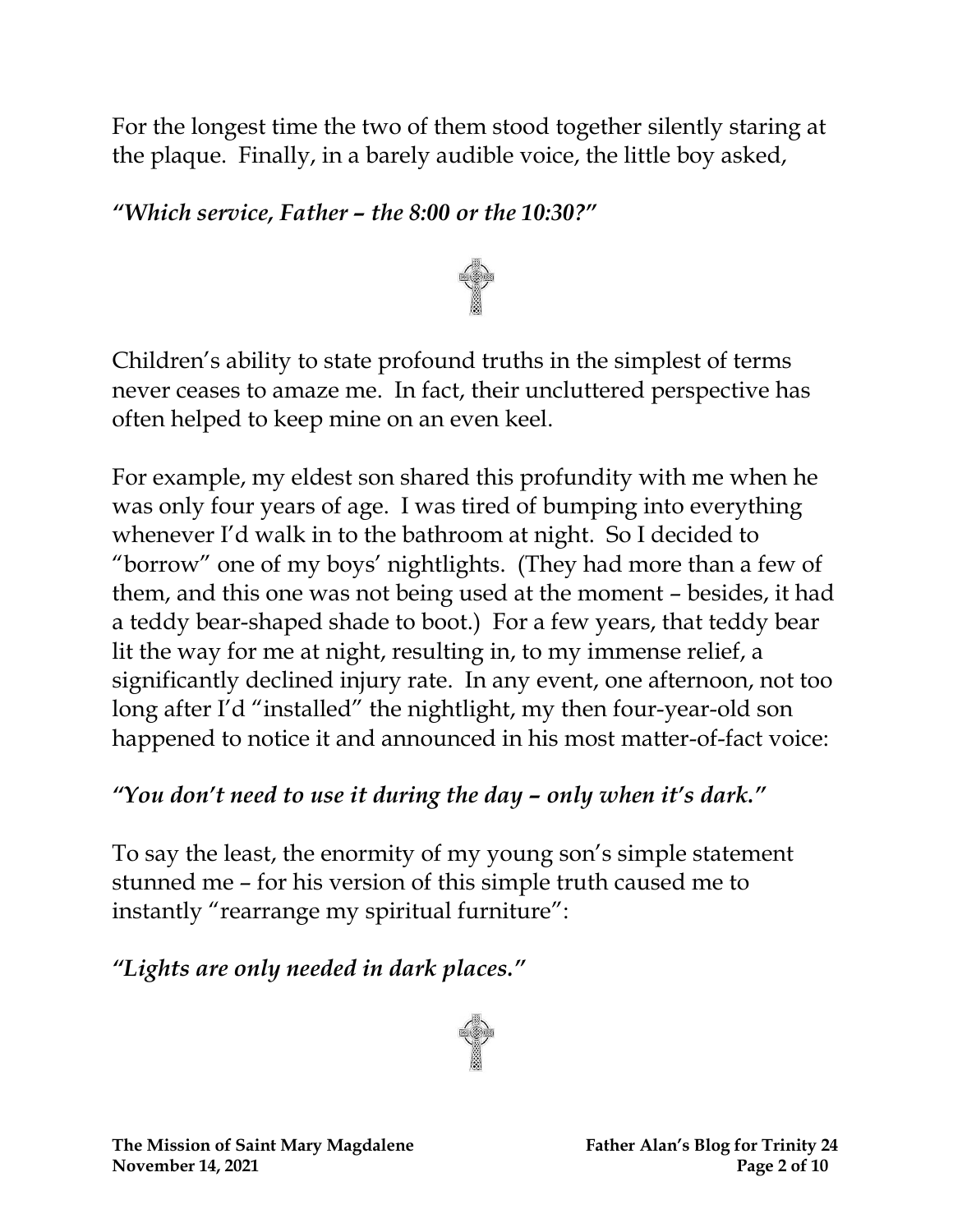For the longest time the two of them stood together silently staring at the plaque. Finally, in a barely audible voice, the little boy asked,

***"Which service, Father – the 8:00 or the 10:30?"***

Children's ability to state profound truths in the simplest of terms never ceases to amaze me. In fact, their uncluttered perspective has often helped to keep mine on an even keel.

For example, my eldest son shared this profundity with me when he was only four years of age. I was tired of bumping into everything whenever I'd walk in to the bathroom at night. So I decided to "borrow" one of my boys' nightlights. (They had more than a few of them, and this one was not being used at the moment – besides, it had a teddy bear-shaped shade to boot.) For a few years, that teddy bear lit the way for me at night, resulting in, to my immense relief, a significantly declined injury rate. In any event, one afternoon, not too long after I'd "installed" the nightlight, my then four-year-old son happened to notice it and announced in his most matter-of-fact voice:

***"You don't need to use it during the day – only when it's dark."***

To say the least, the enormity of my young son's simple statement stunned me – for his version of this simple truth caused me to instantly "rearrange my spiritual furniture":

***"Lights are only needed in dark places."***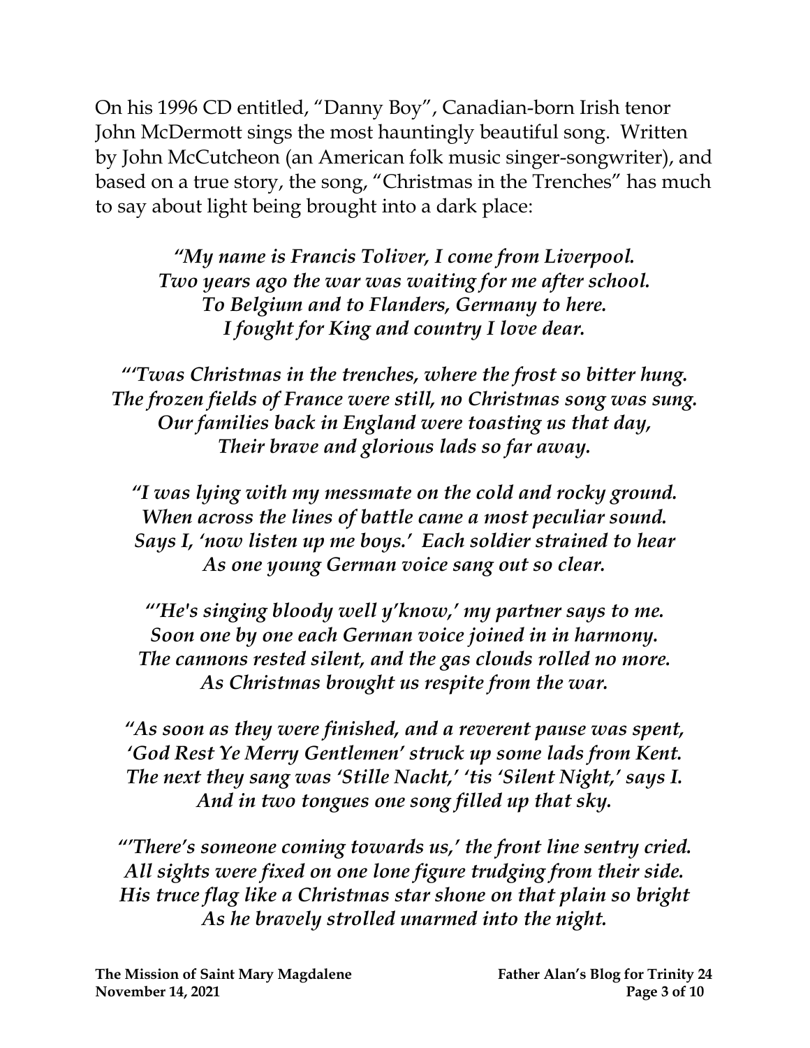On his 1996 CD entitled, "Danny Boy", Canadian-born Irish tenor John McDermott sings the most hauntingly beautiful song. Written by John McCutcheon (an American folk music singer-songwriter), and based on a true story, the song, "Christmas in the Trenches" has much to say about light being brought into a dark place:

*"My name is Francis Toliver, I come from Liverpool.*
*Two years ago the war was waiting for me after school.*
*To Belgium and to Flanders, Germany to here.*
*I fought for King and country I love dear.*

*"'Twas Christmas in the trenches, where the frost so bitter hung.*
*The frozen fields of France were still, no Christmas song was sung.*
*Our families back in England were toasting us that day,*
*Their brave and glorious lads so far away.*

*"I was lying with my messmate on the cold and rocky ground.*
*When across the lines of battle came a most peculiar sound.*
*Says I, 'now listen up me boys.' Each soldier strained to hear*
*As one young German voice sang out so clear.*

*"'He's singing bloody well y'know,' my partner says to me.*
*Soon one by one each German voice joined in in harmony.*
*The cannons rested silent, and the gas clouds rolled no more.*
*As Christmas brought us respite from the war.*

*"As soon as they were finished, and a reverent pause was spent,*
*'God Rest Ye Merry Gentlemen' struck up some lads from Kent.*
*The next they sang was 'Stille Nacht,' 'tis 'Silent Night,' says I.*
*And in two tongues one song filled up that sky.*

*"'There's someone coming towards us,' the front line sentry cried.*
*All sights were fixed on one lone figure trudging from their side.*
*His truce flag like a Christmas star shone on that plain so bright*
*As he bravely strolled unarmed into the night.*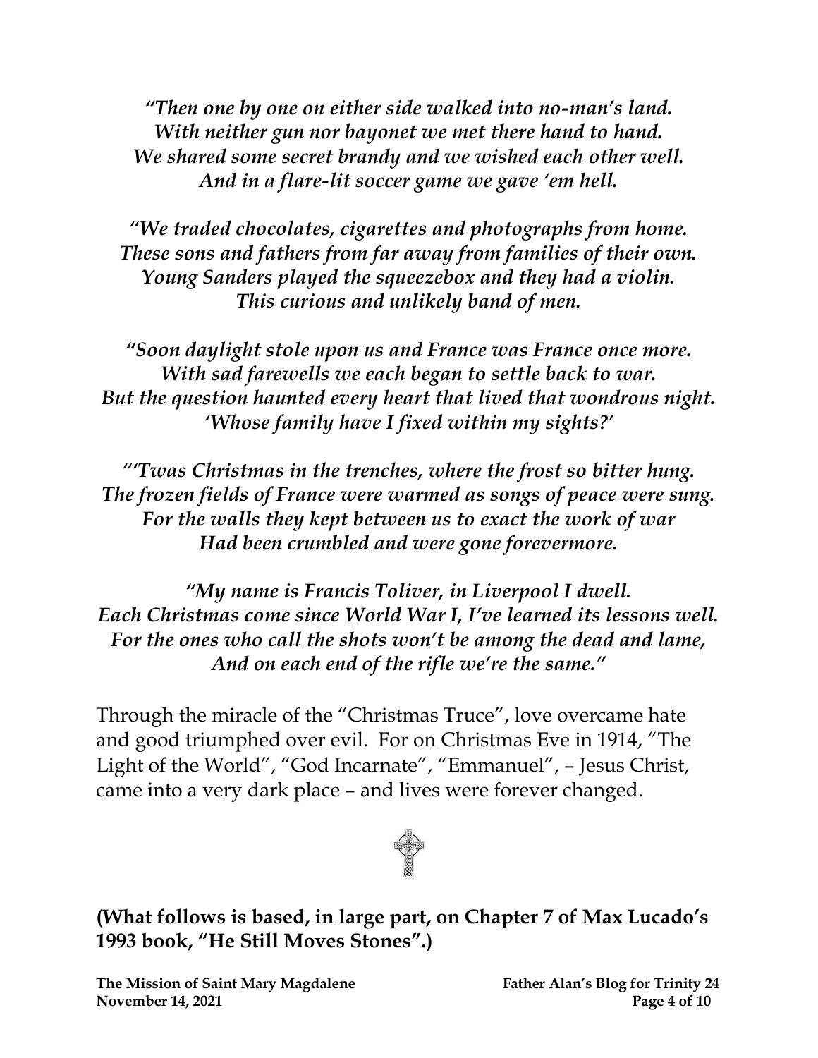*"Then one by one on either side walked into no-man's land.*
*With neither gun nor bayonet we met there hand to hand.*
*We shared some secret brandy and we wished each other well.*
*And in a flare-lit soccer game we gave 'em hell.*

*"We traded chocolates, cigarettes and photographs from home.*
*These sons and fathers from far away from families of their own.*
*Young Sanders played the squeezebox and they had a violin.*
*This curious and unlikely band of men.*

*"Soon daylight stole upon us and France was France once more.*
*With sad farewells we each began to settle back to war.*
*But the question haunted every heart that lived that wondrous night.*
*'Whose family have I fixed within my sights?'*

*"'Twas Christmas in the trenches, where the frost so bitter hung.*
*The frozen fields of France were warmed as songs of peace were sung.*
*For the walls they kept between us to exact the work of war*
*Had been crumbled and were gone forevermore.*

*"My name is Francis Toliver, in Liverpool I dwell.*
*Each Christmas come since World War I, I've learned its lessons well.*
*For the ones who call the shots won't be among the dead and lame,*
*And on each end of the rifle we're the same."*

Through the miracle of the "Christmas Truce", love overcame hate and good triumphed over evil. For on Christmas Eve in 1914, "The Light of the World", "God Incarnate", "Emmanuel", – Jesus Christ, came into a very dark place – and lives were forever changed.

**(What follows is based, in large part, on Chapter 7 of Max Lucado's 1993 book, "He Still Moves Stones".)**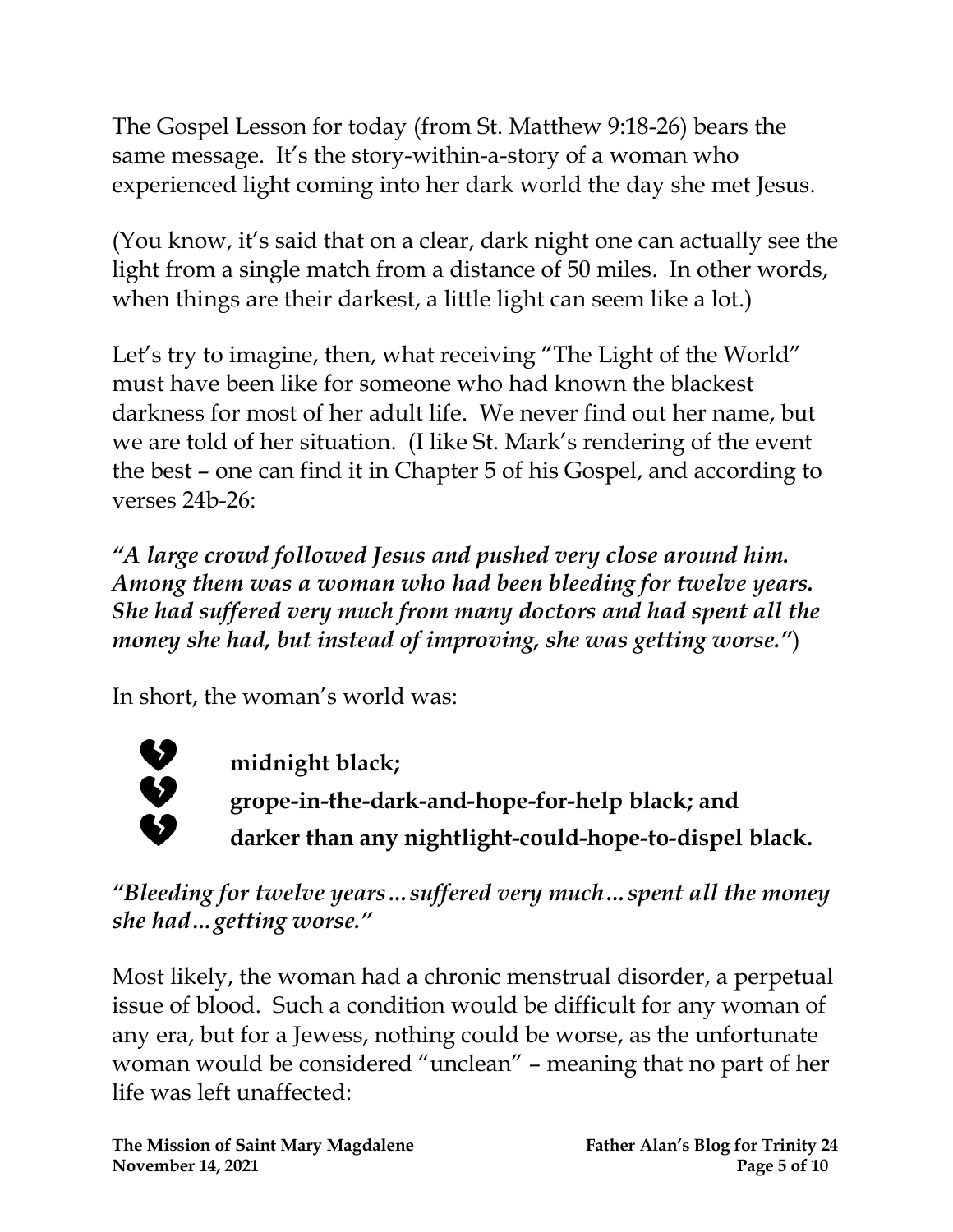The Gospel Lesson for today (from St. Matthew 9:18-26) bears the same message. It's the story-within-a-story of a woman who experienced light coming into her dark world the day she met Jesus.

(You know, it's said that on a clear, dark night one can actually see the light from a single match from a distance of 50 miles. In other words, when things are their darkest, a little light can seem like a lot.)

Let's try to imagine, then, what receiving "The Light of the World" must have been like for someone who had known the blackest darkness for most of her adult life. We never find out her name, but we are told of her situation. (I like St. Mark's rendering of the event the best – one can find it in Chapter 5 of his Gospel, and according to verses 24b-26:

***"A large crowd followed Jesus and pushed very close around him. Among them was a woman who had been bleeding for twelve years. She had suffered very much from many doctors and had spent all the money she had, but instead of improving, she was getting worse."***)

In short, the woman's world was:

- **midnight black;**
- **grope-in-the-dark-and-hope-for-help black; and**
- **darker than any nightlight-could-hope-to-dispel black.**

***"Bleeding for twelve years…suffered very much…spent all the money she had…getting worse."***

Most likely, the woman had a chronic menstrual disorder, a perpetual issue of blood. Such a condition would be difficult for any woman of any era, but for a Jewess, nothing could be worse, as the unfortunate woman would be considered "unclean" – meaning that no part of her life was left unaffected: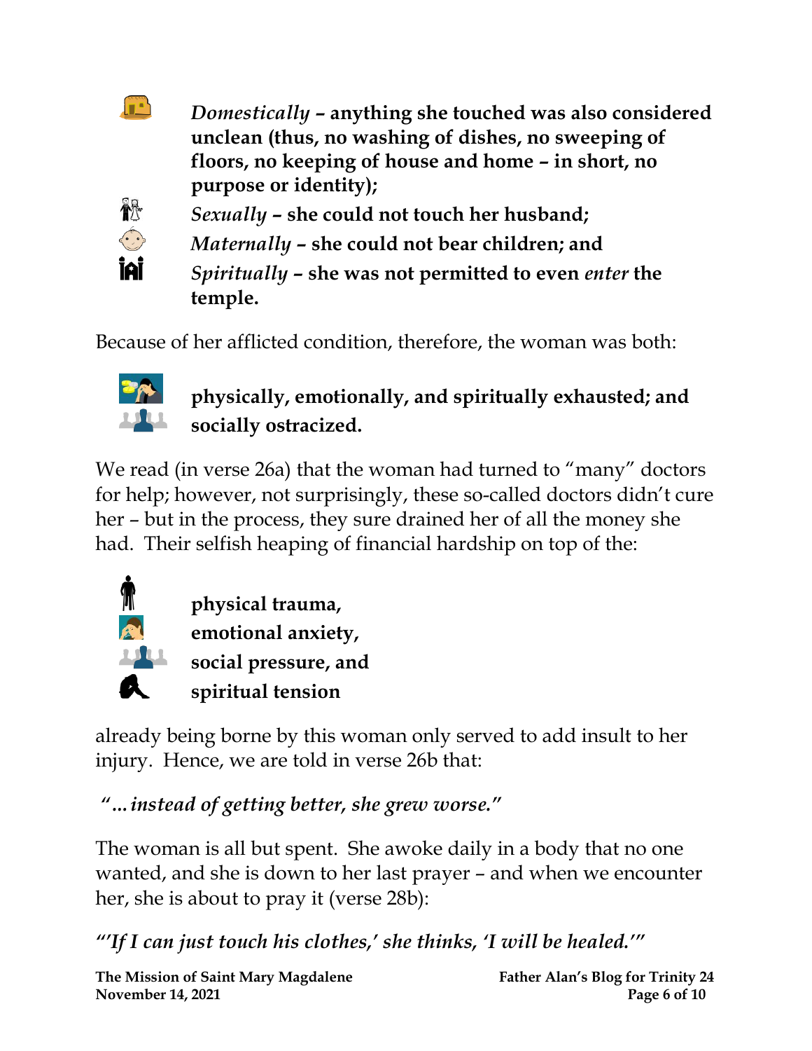- ***Domestically*** **– anything she touched was also considered unclean (thus, no washing of dishes, no sweeping of floors, no keeping of house and home – in short, no purpose or identity);**
- ***Sexually*** **– she could not touch her husband;**
- ***Maternally*** **– she could not bear children; and**
- ***Spiritually*** **– she was not permitted to even *enter* the temple.**

Because of her afflicted condition, therefore, the woman was both:

- **physically, emotionally, and spiritually exhausted; and**
- **socially ostracized.**

We read (in verse 26a) that the woman had turned to "many" doctors for help; however, not surprisingly, these so-called doctors didn't cure her – but in the process, they sure drained her of all the money she had. Their selfish heaping of financial hardship on top of the:

- **physical trauma,**
- **emotional anxiety,**
- **social pressure, and**
- **spiritual tension**

already being borne by this woman only served to add insult to her injury. Hence, we are told in verse 26b that:

*"…instead of getting better, she grew worse."*

The woman is all but spent. She awoke daily in a body that no one wanted, and she is down to her last prayer – and when we encounter her, she is about to pray it (verse 28b):

*"'If I can just touch his clothes,' she thinks, 'I will be healed.'"*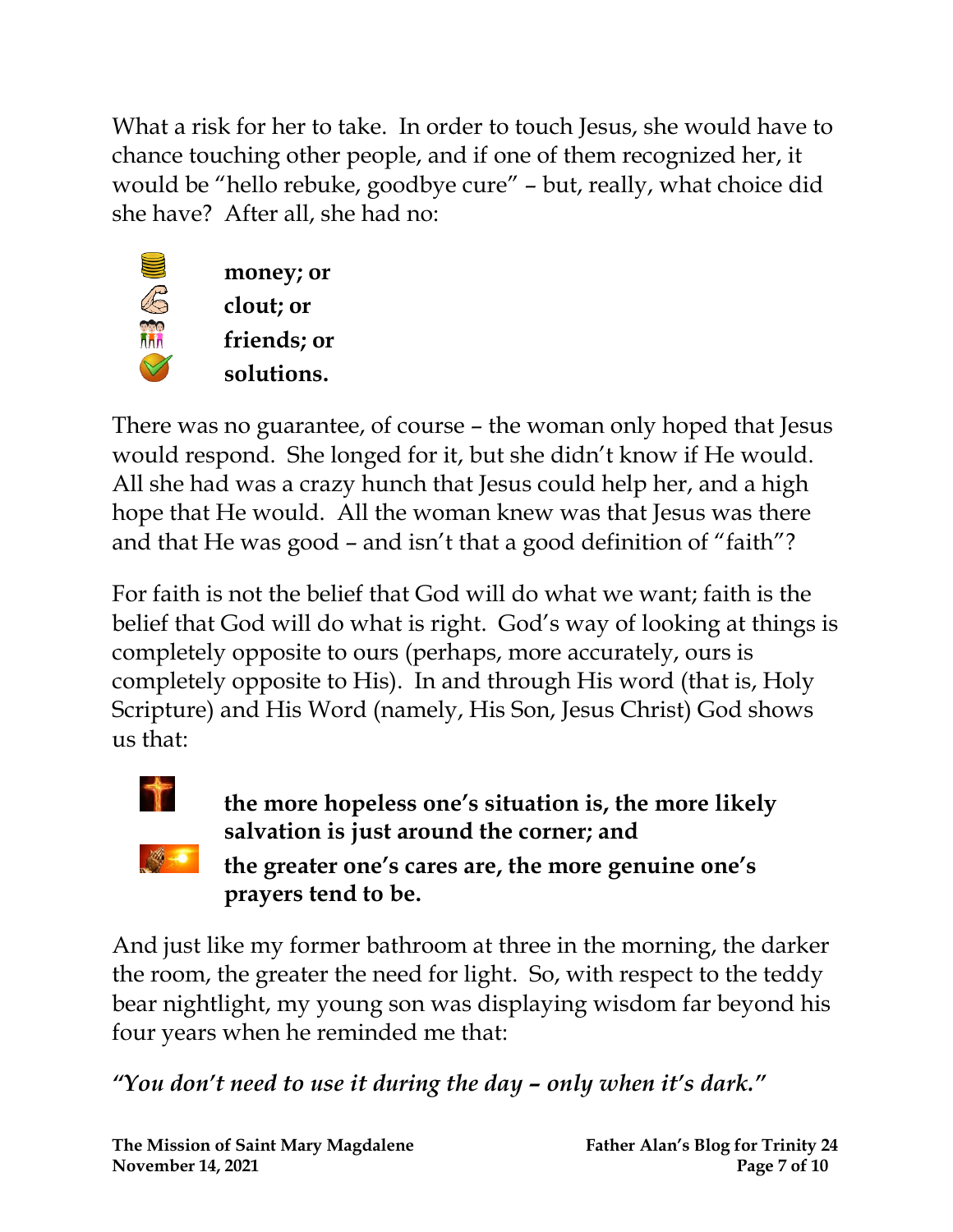What a risk for her to take. In order to touch Jesus, she would have to chance touching other people, and if one of them recognized her, it would be "hello rebuke, goodbye cure" – but, really, what choice did she have? After all, she had no:

- **money; or**
- **clout; or**
- **friends; or**
- **solutions.**

There was no guarantee, of course – the woman only hoped that Jesus would respond. She longed for it, but she didn't know if He would. All she had was a crazy hunch that Jesus could help her, and a high hope that He would. All the woman knew was that Jesus was there and that He was good – and isn't that a good definition of "faith"?

For faith is not the belief that God will do what we want; faith is the belief that God will do what is right. God's way of looking at things is completely opposite to ours (perhaps, more accurately, ours is completely opposite to His). In and through His word (that is, Holy Scripture) and His Word (namely, His Son, Jesus Christ) God shows us that:

- **the more hopeless one's situation is, the more likely salvation is just around the corner; and**
- **the greater one's cares are, the more genuine one's prayers tend to be.**

And just like my former bathroom at three in the morning, the darker the room, the greater the need for light. So, with respect to the teddy bear nightlight, my young son was displaying wisdom far beyond his four years when he reminded me that:

***"You don't need to use it during the day – only when it's dark."***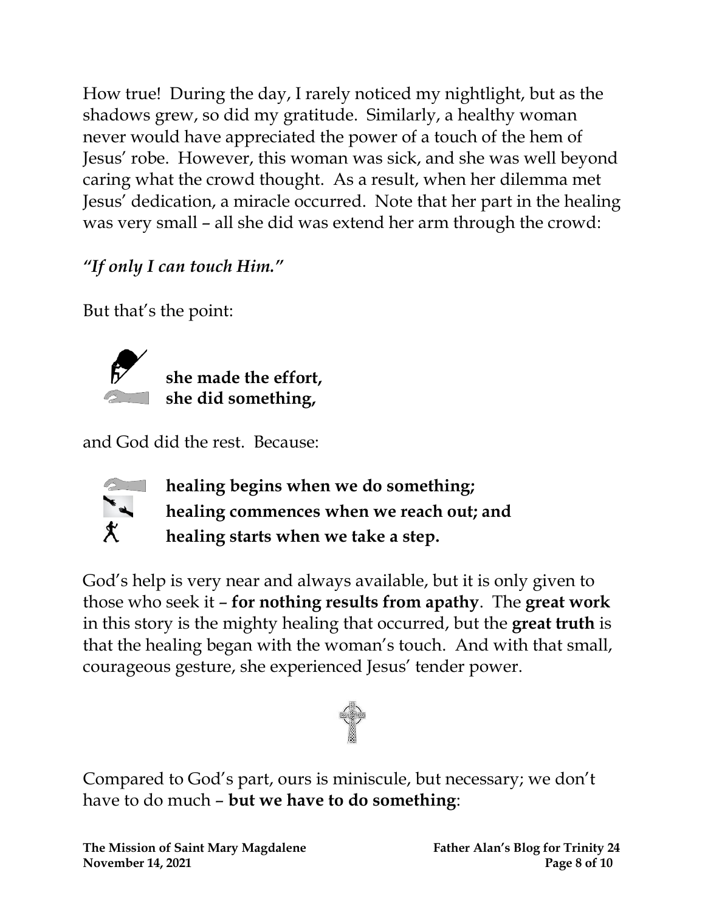How true! During the day, I rarely noticed my nightlight, but as the shadows grew, so did my gratitude. Similarly, a healthy woman never would have appreciated the power of a touch of the hem of Jesus' robe. However, this woman was sick, and she was well beyond caring what the crowd thought. As a result, when her dilemma met Jesus' dedication, a miracle occurred. Note that her part in the healing was very small – all she did was extend her arm through the crowd:

***"If only I can touch Him."***

But that's the point:

- **she made the effort,**
- **she did something,**

and God did the rest. Because:

- **healing begins when we do something;**
- **healing commences when we reach out; and**
- **healing starts when we take a step.**

God's help is very near and always available, but it is only given to those who seek it – **for nothing results from apathy**. The **great work** in this story is the mighty healing that occurred, but the **great truth** is that the healing began with the woman's touch. And with that small, courageous gesture, she experienced Jesus' tender power.

Compared to God's part, ours is miniscule, but necessary; we don't have to do much – **but we have to do something**: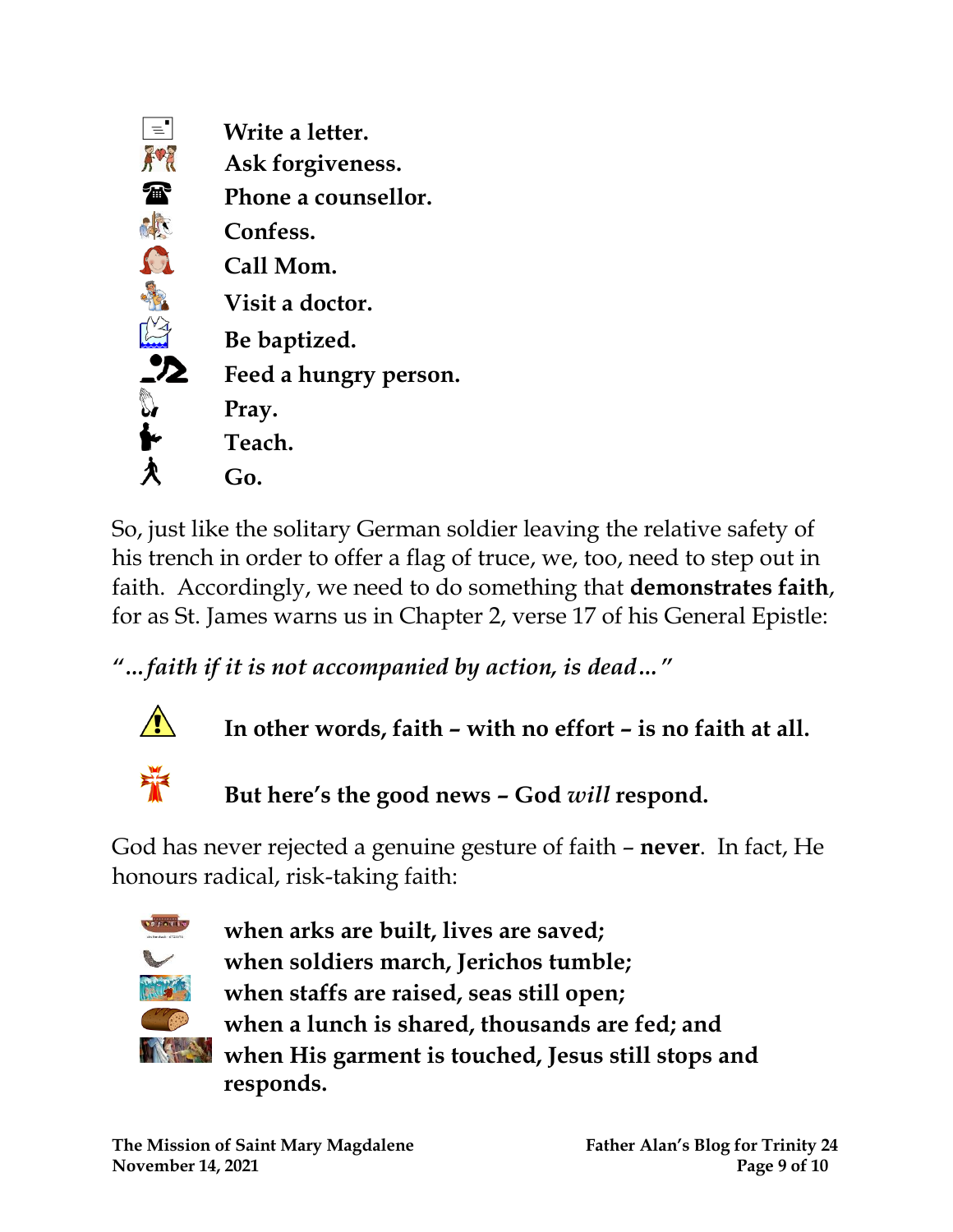**Write a letter.**
**Ask forgiveness.**
**Phone a counsellor.**
**Confess.**
**Call Mom.**
**Visit a doctor.**
**Be baptized.**
**Feed a hungry person.**
**Pray.**
**Teach.**
**Go.**

So, just like the solitary German soldier leaving the relative safety of his trench in order to offer a flag of truce, we, too, need to step out in faith. Accordingly, we need to do something that **demonstrates faith**, for as St. James warns us in Chapter 2, verse 17 of his General Epistle:

*"...faith if it is not accompanied by action, is dead..."*

**In other words, faith – with no effort – is no faith at all.**

**But here's the good news – God *will* respond.**

God has never rejected a genuine gesture of faith – **never**. In fact, He honours radical, risk-taking faith:

**when arks are built, lives are saved;**
**when soldiers march, Jerichos tumble;**
**when staffs are raised, seas still open;**
**when a lunch is shared, thousands are fed; and**
**when His garment is touched, Jesus still stops and responds.**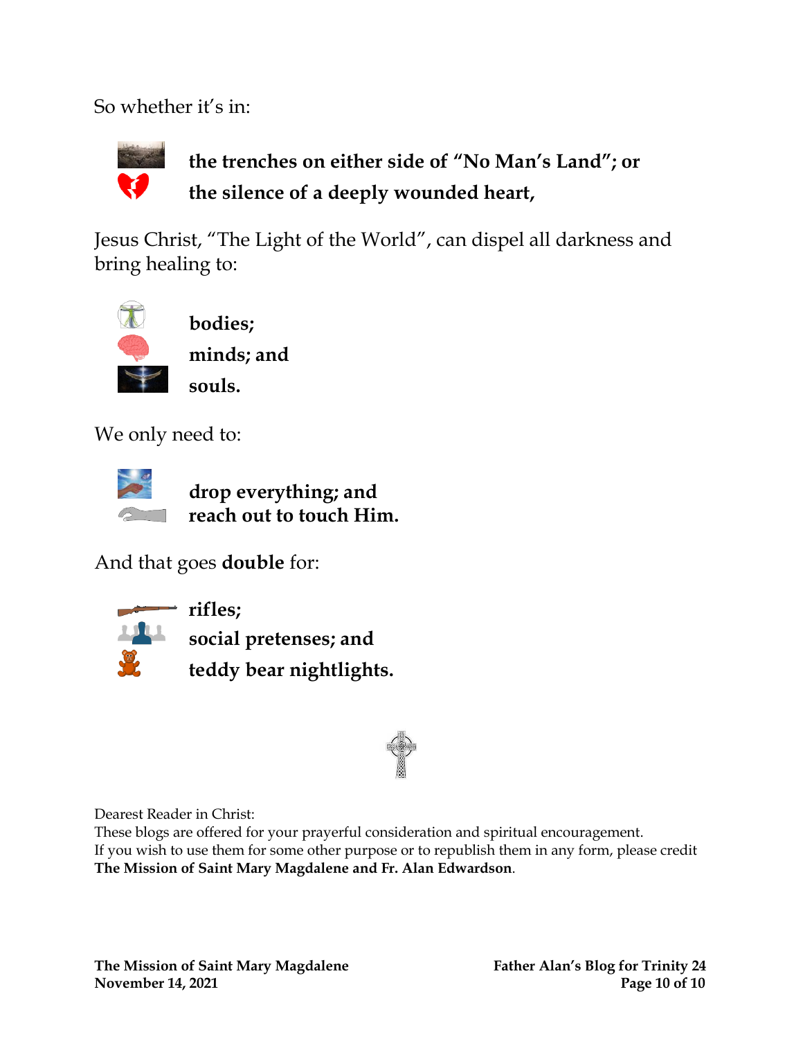So whether it's in:

**the trenches on either side of "No Man's Land"; or**
**the silence of a deeply wounded heart,**

Jesus Christ, "The Light of the World", can dispel all darkness and bring healing to:

**bodies;**
**minds; and**
**souls.**

We only need to:

**drop everything; and**
**reach out to touch Him.**

And that goes **double** for:

**rifles;**
**social pretenses; and**
**teddy bear nightlights.**

Dearest Reader in Christ:
These blogs are offered for your prayerful consideration and spiritual encouragement.
If you wish to use them for some other purpose or to republish them in any form, please credit **The Mission of Saint Mary Magdalene and Fr. Alan Edwardson**.